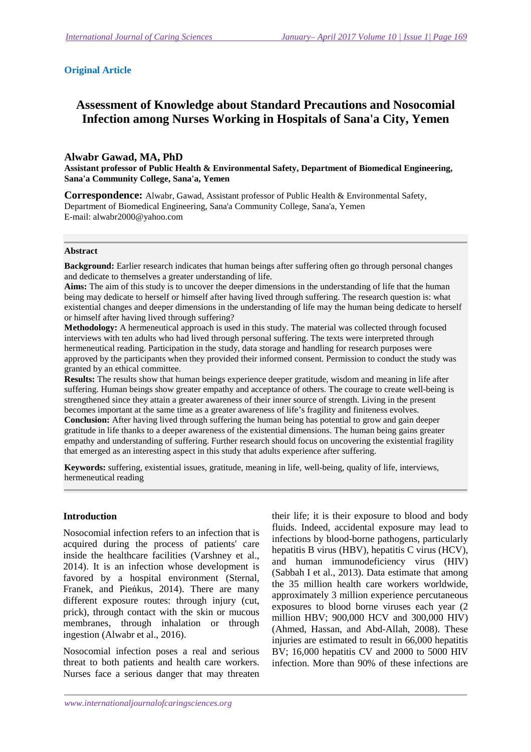**Original Article**

# Assessment of Knowledge about Standard Precautions and Nosocomial Infection among Nurses Working in Hospitals of Sana'a City, Yemen

**Alwabr Gawad, MA, PhD**

**Assistant professor of Public Health & Environmental Safety, Department of Biomedical Engineering, Sana'a Community College, Sana'a, Yemen**

**Correspondence:** Alwabr, Gawad, Assistant professor of Public Health & Environmental Safety, Department of Biomedical Engineering, Sana'a Community College, Sana'a, Yemen
E-mail: alwabr2000@yahoo.com

---

**Abstract**

**Background:** Earlier research indicates that human beings after suffering often go through personal changes and dedicate to themselves a greater understanding of life.

**Aims:** The aim of this study is to uncover the deeper dimensions in the understanding of life that the human being may dedicate to herself or himself after having lived through suffering. The research question is: what existential changes and deeper dimensions in the understanding of life may the human being dedicate to herself or himself after having lived through suffering?

**Methodology:** A hermeneutical approach is used in this study. The material was collected through focused interviews with ten adults who had lived through personal suffering. The texts were interpreted through hermeneutical reading. Participation in the study, data storage and handling for research purposes were approved by the participants when they provided their informed consent. Permission to conduct the study was granted by an ethical committee.

**Results:** The results show that human beings experience deeper gratitude, wisdom and meaning in life after suffering. Human beings show greater empathy and acceptance of others. The courage to create well-being is strengthened since they attain a greater awareness of their inner source of strength. Living in the present becomes important at the same time as a greater awareness of life's fragility and finiteness evolves.

**Conclusion:** After having lived through suffering the human being has potential to grow and gain deeper gratitude in life thanks to a deeper awareness of the existential dimensions. The human being gains greater empathy and understanding of suffering. Further research should focus on uncovering the existential fragility that emerged as an interesting aspect in this study that adults experience after suffering.

**Keywords:** suffering, existential issues, gratitude, meaning in life, well-being, quality of life, interviews, hermeneutical reading

---

## Introduction

Nosocomial infection refers to an infection that is acquired during the process of patients' care inside the healthcare facilities (Varshney et al., 2014). It is an infection whose development is favored by a hospital environment (Sternal, Franek, and Pieńkus, 2014). There are many different exposure routes: through injury (cut, prick), through contact with the skin or mucous membranes, through inhalation or through ingestion (Alwabr et al., 2016).

Nosocomial infection poses a real and serious threat to both patients and health care workers. Nurses face a serious danger that may threaten their life; it is their exposure to blood and body fluids. Indeed, accidental exposure may lead to infections by blood-borne pathogens, particularly hepatitis B virus (HBV), hepatitis C virus (HCV), and human immunodeficiency virus (HIV) (Sabbah I et al., 2013). Data estimate that among the 35 million health care workers worldwide, approximately 3 million experience percutaneous exposures to blood borne viruses each year (2 million HBV; 900,000 HCV and 300,000 HIV) (Ahmed, Hassan, and Abd-Allah, 2008). These injuries are estimated to result in 66,000 hepatitis BV; 16,000 hepatitis CV and 2000 to 5000 HIV infection. More than 90% of these infections are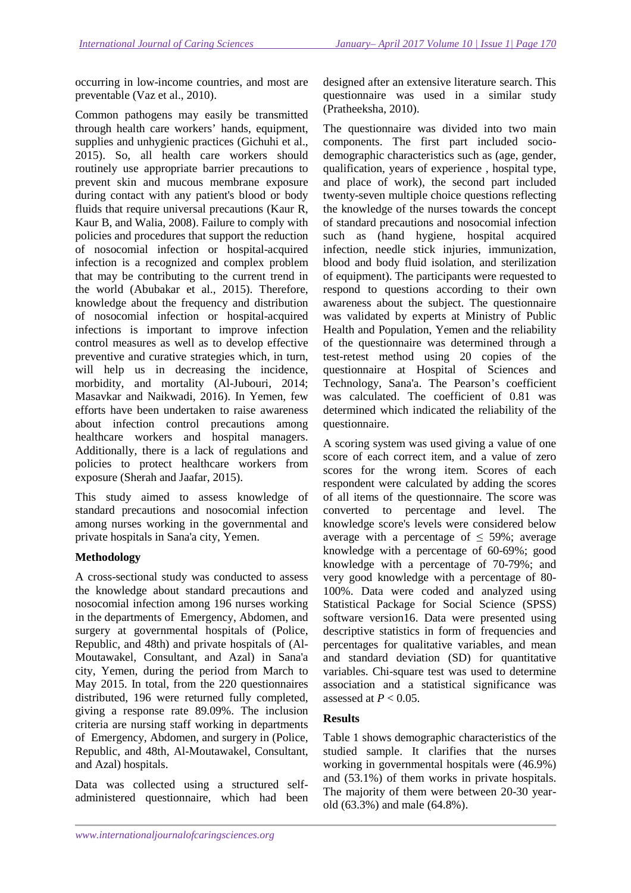occurring in low-income countries, and most are preventable (Vaz et al., 2010).

Common pathogens may easily be transmitted through health care workers' hands, equipment, supplies and unhygienic practices (Gichuhi et al., 2015). So, all health care workers should routinely use appropriate barrier precautions to prevent skin and mucous membrane exposure during contact with any patient's blood or body fluids that require universal precautions (Kaur R, Kaur B, and Walia, 2008). Failure to comply with policies and procedures that support the reduction of nosocomial infection or hospital-acquired infection is a recognized and complex problem that may be contributing to the current trend in the world (Abubakar et al., 2015). Therefore, knowledge about the frequency and distribution of nosocomial infection or hospital-acquired infections is important to improve infection control measures as well as to develop effective preventive and curative strategies which, in turn, will help us in decreasing the incidence, morbidity, and mortality (Al-Jubouri, 2014; Masavkar and Naikwadi, 2016). In Yemen, few efforts have been undertaken to raise awareness about infection control precautions among healthcare workers and hospital managers. Additionally, there is a lack of regulations and policies to protect healthcare workers from exposure (Sherah and Jaafar, 2015).

This study aimed to assess knowledge of standard precautions and nosocomial infection among nurses working in the governmental and private hospitals in Sana'a city, Yemen.

## Methodology

A cross-sectional study was conducted to assess the knowledge about standard precautions and nosocomial infection among 196 nurses working in the departments of Emergency, Abdomen, and surgery at governmental hospitals of (Police, Republic, and 48th) and private hospitals of (Al-Moutawakel, Consultant, and Azal) in Sana'a city, Yemen, during the period from March to May 2015. In total, from the 220 questionnaires distributed, 196 were returned fully completed, giving a response rate 89.09%. The inclusion criteria are nursing staff working in departments of Emergency, Abdomen, and surgery in (Police, Republic, and 48th, Al-Moutawakel, Consultant, and Azal) hospitals.

Data was collected using a structured self-administered questionnaire, which had been designed after an extensive literature search. This questionnaire was used in a similar study (Pratheeksha, 2010).

The questionnaire was divided into two main components. The first part included socio-demographic characteristics such as (age, gender, qualification, years of experience , hospital type, and place of work), the second part included twenty-seven multiple choice questions reflecting the knowledge of the nurses towards the concept of standard precautions and nosocomial infection such as (hand hygiene, hospital acquired infection, needle stick injuries, immunization, blood and body fluid isolation, and sterilization of equipment). The participants were requested to respond to questions according to their own awareness about the subject. The questionnaire was validated by experts at Ministry of Public Health and Population, Yemen and the reliability of the questionnaire was determined through a test-retest method using 20 copies of the questionnaire at Hospital of Sciences and Technology, Sana'a. The Pearson's coefficient was calculated. The coefficient of 0.81 was determined which indicated the reliability of the questionnaire.

A scoring system was used giving a value of one score of each correct item, and a value of zero scores for the wrong item. Scores of each respondent were calculated by adding the scores of all items of the questionnaire. The score was converted to percentage and level. The knowledge score's levels were considered below average with a percentage of $\leq$ 59%; average knowledge with a percentage of 60-69%; good knowledge with a percentage of 70-79%; and very good knowledge with a percentage of 80-100%. Data were coded and analyzed using Statistical Package for Social Science (SPSS) software version16. Data were presented using descriptive statistics in form of frequencies and percentages for qualitative variables, and mean and standard deviation (SD) for quantitative variables. Chi-square test was used to determine association and a statistical significance was assessed at $P < 0.05$.

## Results

Table 1 shows demographic characteristics of the studied sample. It clarifies that the nurses working in governmental hospitals were (46.9%) and (53.1%) of them works in private hospitals. The majority of them were between 20-30 year-old (63.3%) and male (64.8%).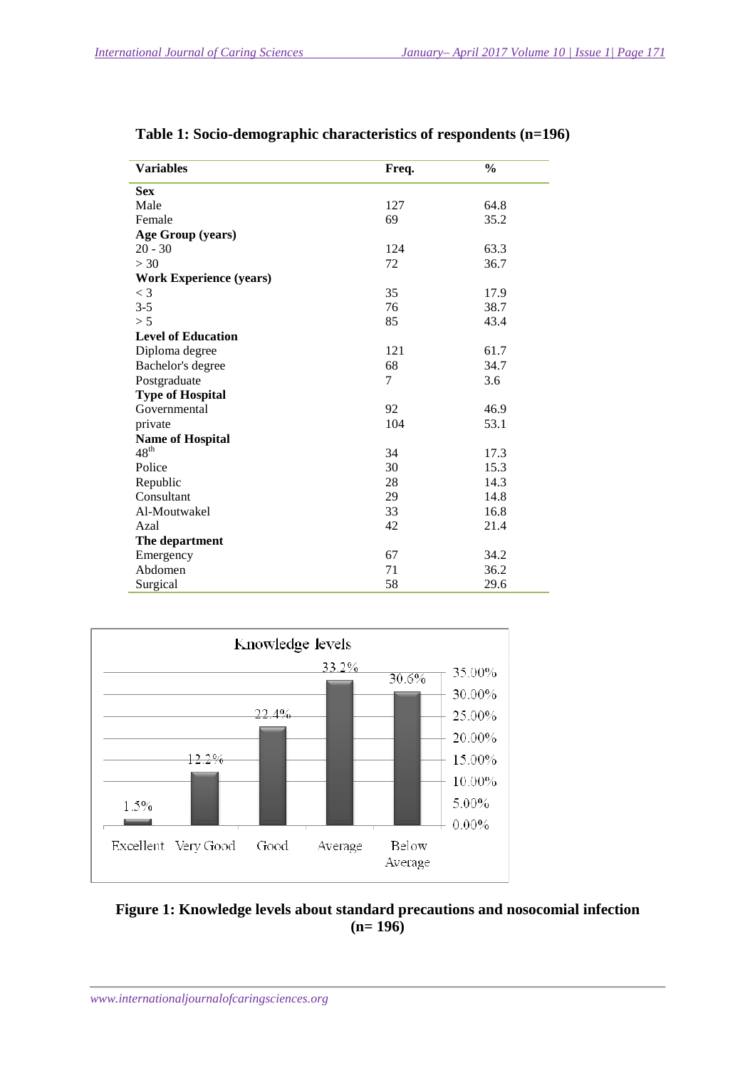**Table 1: Socio-demographic characteristics of respondents (n=196)**

| Variables | Freq. | % |
|---|---|---|
| **Sex** | | |
| Male | 127 | 64.8 |
| Female | 69 | 35.2 |
| **Age Group (years)** | | |
| 20 - 30 | 124 | 63.3 |
| > 30 | 72 | 36.7 |
| **Work Experience (years)** | | |
| < 3 | 35 | 17.9 |
| 3-5 | 76 | 38.7 |
| > 5 | 85 | 43.4 |
| **Level of Education** | | |
| Diploma degree | 121 | 61.7 |
| Bachelor's degree | 68 | 34.7 |
| Postgraduate | 7 | 3.6 |
| **Type of Hospital** | | |
| Governmental | 92 | 46.9 |
| private | 104 | 53.1 |
| **Name of Hospital** | | |
| 48th | 34 | 17.3 |
| Police | 30 | 15.3 |
| Republic | 28 | 14.3 |
| Consultant | 29 | 14.8 |
| Al-Moutwakel | 33 | 16.8 |
| Azal | 42 | 21.4 |
| **The department** | | |
| Emergency | 67 | 34.2 |
| Abdomen | 71 | 36.2 |
| Surgical | 58 | 29.6 |

Knowledge levels

| Level | % |
|---|---|
| Excellent | 1.5% |
| Very Good | 12.2% |
| Good | 22.4% |
| Average | 33.2% |
| Below Average | 30.6% |

**Figure 1: Knowledge levels about standard precautions and nosocomial infection (n= 196)**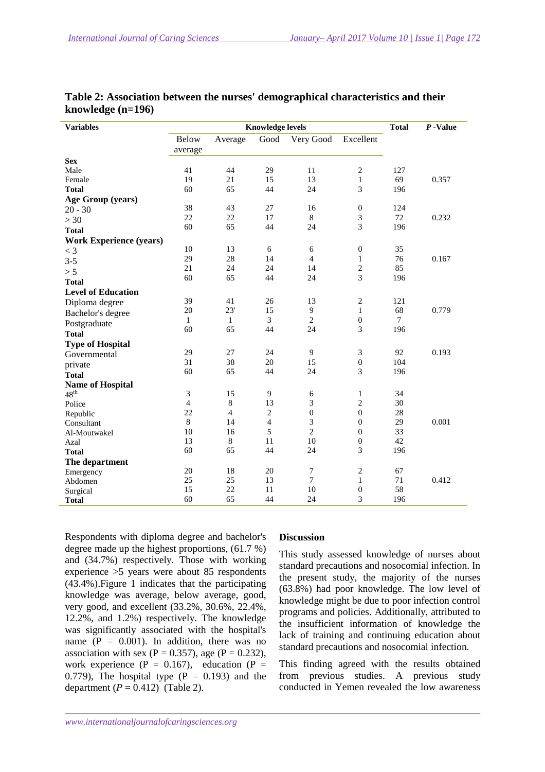**Table 2: Association between the nurses' demographical characteristics and their knowledge (n=196)**

| Variables | Knowledge levels | | | | | Total | P -Value |
|---|---|---|---|---|---|---|---|
| | Below average | Average | Good | Very Good | Excellent | | |
| **Sex** | | | | | | | |
| Male | 41 | 44 | 29 | 11 | 2 | 127 | |
| Female | 19 | 21 | 15 | 13 | 1 | 69 | 0.357 |
| **Total** | 60 | 65 | 44 | 24 | 3 | 196 | |
| **Age Group (years)** | | | | | | | |
| 20 - 30 | 38 | 43 | 27 | 16 | 0 | 124 | |
| > 30 | 22 | 22 | 17 | 8 | 3 | 72 | 0.232 |
| **Total** | 60 | 65 | 44 | 24 | 3 | 196 | |
| **Work Experience (years)** | | | | | | | |
| < 3 | 10 | 13 | 6 | 6 | 0 | 35 | |
| 3-5 | 29 | 28 | 14 | 4 | 1 | 76 | 0.167 |
| > 5 | 21 | 24 | 24 | 14 | 2 | 85 | |
| **Total** | 60 | 65 | 44 | 24 | 3 | 196 | |
| **Level of Education** | | | | | | | |
| Diploma degree | 39 | 41 | 26 | 13 | 2 | 121 | |
| Bachelor's degree | 20 | 23' | 15 | 9 | 1 | 68 | 0.779 |
| Postgraduate | 1 | 1 | 3 | 2 | 0 | 7 | |
| **Total** | 60 | 65 | 44 | 24 | 3 | 196 | |
| **Type of Hospital** | | | | | | | |
| Governmental | 29 | 27 | 24 | 9 | 3 | 92 | 0.193 |
| private | 31 | 38 | 20 | 15 | 0 | 104 | |
| **Total** | 60 | 65 | 44 | 24 | 3 | 196 | |
| **Name of Hospital** | | | | | | | |
| 48th | 3 | 15 | 9 | 6 | 1 | 34 | |
| Police | 4 | 8 | 13 | 3 | 2 | 30 | |
| Republic | 22 | 4 | 2 | 0 | 0 | 28 | |
| Consultant | 8 | 14 | 4 | 3 | 0 | 29 | 0.001 |
| Al-Moutwakel | 10 | 16 | 5 | 2 | 0 | 33 | |
| Azal | 13 | 8 | 11 | 10 | 0 | 42 | |
| **Total** | 60 | 65 | 44 | 24 | 3 | 196 | |
| **The department** | | | | | | | |
| Emergency | 20 | 18 | 20 | 7 | 2 | 67 | |
| Abdomen | 25 | 25 | 13 | 7 | 1 | 71 | 0.412 |
| Surgical | 15 | 22 | 11 | 10 | 0 | 58 | |
| **Total** | 60 | 65 | 44 | 24 | 3 | 196 | |

Respondents with diploma degree and bachelor's degree made up the highest proportions, (61.7 %) and (34.7%) respectively. Those with working experience >5 years were about 85 respondents (43.4%).Figure 1 indicates that the participating knowledge was average, below average, good, very good, and excellent (33.2%, 30.6%, 22.4%, 12.2%, and 1.2%) respectively. The knowledge was significantly associated with the hospital's name ($P = 0.001$). In addition, there was no association with sex ($P = 0.357$), age ($P = 0.232$), work experience ($P = 0.167$), education ($P = 0.779$), The hospital type ($P = 0.193$) and the department ($P = 0.412$) (Table 2).

## Discussion

This study assessed knowledge of nurses about standard precautions and nosocomial infection. In the present study, the majority of the nurses (63.8%) had poor knowledge. The low level of knowledge might be due to poor infection control programs and policies. Additionally, attributed to the insufficient information of knowledge the lack of training and continuing education about standard precautions and nosocomial infection.

This finding agreed with the results obtained from previous studies. A previous study conducted in Yemen revealed the low awareness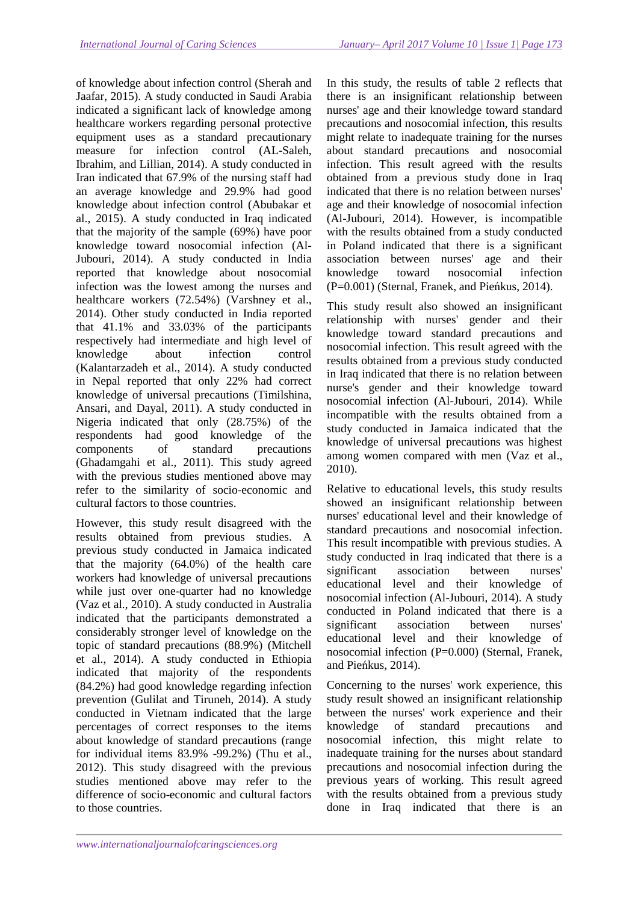of knowledge about infection control (Sherah and Jaafar, 2015). A study conducted in Saudi Arabia indicated a significant lack of knowledge among healthcare workers regarding personal protective equipment uses as a standard precautionary measure for infection control (AL-Saleh, Ibrahim, and Lillian, 2014). A study conducted in Iran indicated that 67.9% of the nursing staff had an average knowledge and 29.9% had good knowledge about infection control (Abubakar et al., 2015). A study conducted in Iraq indicated that the majority of the sample (69%) have poor knowledge toward nosocomial infection (Al-Jubouri, 2014). A study conducted in India reported that knowledge about nosocomial infection was the lowest among the nurses and healthcare workers (72.54%) (Varshney et al., 2014). Other study conducted in India reported that 41.1% and 33.03% of the participants respectively had intermediate and high level of knowledge about infection control (Kalantarzadeh et al., 2014). A study conducted in Nepal reported that only 22% had correct knowledge of universal precautions (Timilshina, Ansari, and Dayal, 2011). A study conducted in Nigeria indicated that only (28.75%) of the respondents had good knowledge of the components of standard precautions (Ghadamgahi et al., 2011). This study agreed with the previous studies mentioned above may refer to the similarity of socio-economic and cultural factors to those countries.

However, this study result disagreed with the results obtained from previous studies. A previous study conducted in Jamaica indicated that the majority (64.0%) of the health care workers had knowledge of universal precautions while just over one-quarter had no knowledge (Vaz et al., 2010). A study conducted in Australia indicated that the participants demonstrated a considerably stronger level of knowledge on the topic of standard precautions (88.9%) (Mitchell et al., 2014). A study conducted in Ethiopia indicated that majority of the respondents (84.2%) had good knowledge regarding infection prevention (Gulilat and Tiruneh, 2014). A study conducted in Vietnam indicated that the large percentages of correct responses to the items about knowledge of standard precautions (range for individual items 83.9% -99.2%) (Thu et al., 2012). This study disagreed with the previous studies mentioned above may refer to the difference of socio-economic and cultural factors to those countries.

In this study, the results of table 2 reflects that there is an insignificant relationship between nurses' age and their knowledge toward standard precautions and nosocomial infection, this results might relate to inadequate training for the nurses about standard precautions and nosocomial infection. This result agreed with the results obtained from a previous study done in Iraq indicated that there is no relation between nurses' age and their knowledge of nosocomial infection (Al-Jubouri, 2014). However, is incompatible with the results obtained from a study conducted in Poland indicated that there is a significant association between nurses' age and their knowledge toward nosocomial infection ($P=0.001$) (Sternal, Franek, and Pieńkus, 2014).

This study result also showed an insignificant relationship with nurses' gender and their knowledge toward standard precautions and nosocomial infection. This result agreed with the results obtained from a previous study conducted in Iraq indicated that there is no relation between nurse's gender and their knowledge toward nosocomial infection (Al-Jubouri, 2014). While incompatible with the results obtained from a study conducted in Jamaica indicated that the knowledge of universal precautions was highest among women compared with men (Vaz et al., 2010).

Relative to educational levels, this study results showed an insignificant relationship between nurses' educational level and their knowledge of standard precautions and nosocomial infection. This result incompatible with previous studies. A study conducted in Iraq indicated that there is a significant association between nurses' educational level and their knowledge of nosocomial infection (Al-Jubouri, 2014). A study conducted in Poland indicated that there is a significant association between nurses' educational level and their knowledge of nosocomial infection ($P=0.000$) (Sternal, Franek, and Pieńkus, 2014).

Concerning to the nurses' work experience, this study result showed an insignificant relationship between the nurses' work experience and their knowledge of standard precautions and nosocomial infection, this might relate to inadequate training for the nurses about standard precautions and nosocomial infection during the previous years of working. This result agreed with the results obtained from a previous study done in Iraq indicated that there is an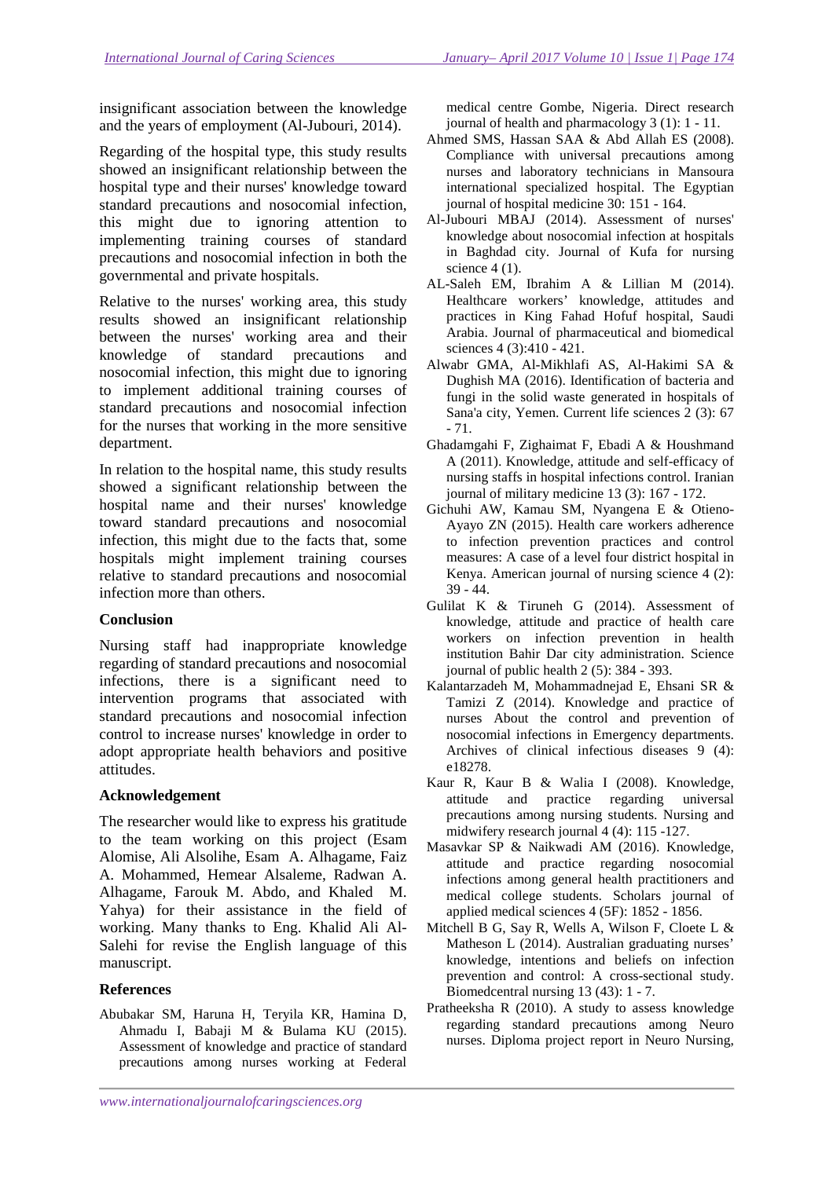insignificant association between the knowledge and the years of employment (Al-Jubouri, 2014).

Regarding of the hospital type, this study results showed an insignificant relationship between the hospital type and their nurses' knowledge toward standard precautions and nosocomial infection, this might due to ignoring attention to implementing training courses of standard precautions and nosocomial infection in both the governmental and private hospitals.

Relative to the nurses' working area, this study results showed an insignificant relationship between the nurses' working area and their knowledge of standard precautions and nosocomial infection, this might due to ignoring to implement additional training courses of standard precautions and nosocomial infection for the nurses that working in the more sensitive department.

In relation to the hospital name, this study results showed a significant relationship between the hospital name and their nurses' knowledge toward standard precautions and nosocomial infection, this might due to the facts that, some hospitals might implement training courses relative to standard precautions and nosocomial infection more than others.

## Conclusion

Nursing staff had inappropriate knowledge regarding of standard precautions and nosocomial infections, there is a significant need to intervention programs that associated with standard precautions and nosocomial infection control to increase nurses' knowledge in order to adopt appropriate health behaviors and positive attitudes.

## Acknowledgement

The researcher would like to express his gratitude to the team working on this project (Esam Alomise, Ali Alsolihe, Esam A. Alhagame, Faiz A. Mohammed, Hemear Alsaleme, Radwan A. Alhagame, Farouk M. Abdo, and Khaled M. Yahya) for their assistance in the field of working. Many thanks to Eng. Khalid Ali Al-Salehi for revise the English language of this manuscript.

## References

Abubakar SM, Haruna H, Teryila KR, Hamina D, Ahmadu I, Babaji M & Bulama KU (2015). Assessment of knowledge and practice of standard precautions among nurses working at Federal medical centre Gombe, Nigeria. Direct research journal of health and pharmacology 3 (1): 1 - 11.

Ahmed SMS, Hassan SAA & Abd Allah ES (2008). Compliance with universal precautions among nurses and laboratory technicians in Mansoura international specialized hospital. The Egyptian journal of hospital medicine 30: 151 - 164.

Al-Jubouri MBAJ (2014). Assessment of nurses' knowledge about nosocomial infection at hospitals in Baghdad city. Journal of Kufa for nursing science 4 (1).

AL-Saleh EM, Ibrahim A & Lillian M (2014). Healthcare workers' knowledge, attitudes and practices in King Fahad Hofuf hospital, Saudi Arabia. Journal of pharmaceutical and biomedical sciences 4 (3):410 - 421.

Alwabr GMA, Al-Mikhlafi AS, Al-Hakimi SA & Dughish MA (2016). Identification of bacteria and fungi in the solid waste generated in hospitals of Sana'a city, Yemen. Current life sciences 2 (3): 67 - 71.

Ghadamgahi F, Zighaimat F, Ebadi A & Houshmand A (2011). Knowledge, attitude and self-efficacy of nursing staffs in hospital infections control. Iranian journal of military medicine 13 (3): 167 - 172.

Gichuhi AW, Kamau SM, Nyangena E & Otieno-Ayayo ZN (2015). Health care workers adherence to infection prevention practices and control measures: A case of a level four district hospital in Kenya. American journal of nursing science 4 (2): 39 - 44.

Gulilat K & Tiruneh G (2014). Assessment of knowledge, attitude and practice of health care workers on infection prevention in health institution Bahir Dar city administration. Science journal of public health 2 (5): 384 - 393.

Kalantarzadeh M, Mohammadnejad E, Ehsani SR & Tamizi Z (2014). Knowledge and practice of nurses About the control and prevention of nosocomial infections in Emergency departments. Archives of clinical infectious diseases 9 (4): e18278.

Kaur R, Kaur B & Walia I (2008). Knowledge, attitude and practice regarding universal precautions among nursing students. Nursing and midwifery research journal 4 (4): 115 -127.

Masavkar SP & Naikwadi AM (2016). Knowledge, attitude and practice regarding nosocomial infections among general health practitioners and medical college students. Scholars journal of applied medical sciences 4 (5F): 1852 - 1856.

Mitchell B G, Say R, Wells A, Wilson F, Cloete L & Matheson L (2014). Australian graduating nurses' knowledge, intentions and beliefs on infection prevention and control: A cross-sectional study. Biomedcentral nursing 13 (43): 1 - 7.

Pratheeksha R (2010). A study to assess knowledge regarding standard precautions among Neuro nurses. Diploma project report in Neuro Nursing,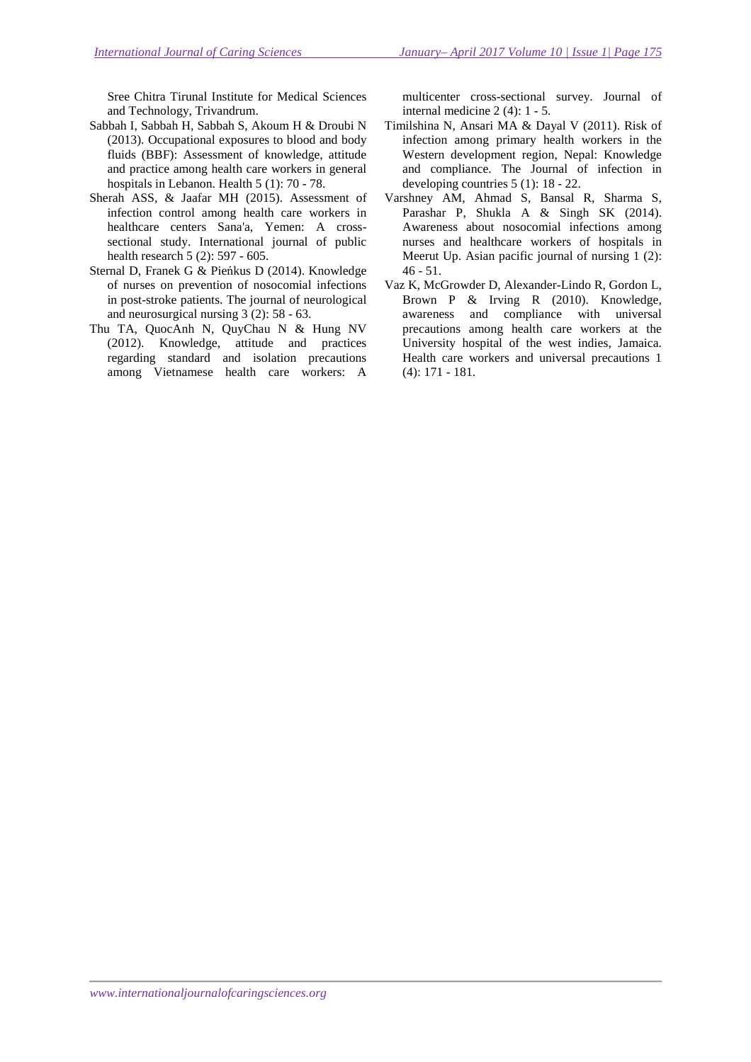Sree Chitra Tirunal Institute for Medical Sciences and Technology, Trivandrum.

Sabbah I, Sabbah H, Sabbah S, Akoum H & Droubi N (2013). Occupational exposures to blood and body fluids (BBF): Assessment of knowledge, attitude and practice among health care workers in general hospitals in Lebanon. Health 5 (1): 70 - 78.

Sherah ASS, & Jaafar MH (2015). Assessment of infection control among health care workers in healthcare centers Sana'a, Yemen: A cross-sectional study. International journal of public health research 5 (2): 597 - 605.

Sternal D, Franek G & Pieńkus D (2014). Knowledge of nurses on prevention of nosocomial infections in post-stroke patients. The journal of neurological and neurosurgical nursing 3 (2): 58 - 63.

Thu TA, QuocAnh N, QuyChau N & Hung NV (2012). Knowledge, attitude and practices regarding standard and isolation precautions among Vietnamese health care workers: A multicenter cross-sectional survey. Journal of internal medicine 2 (4): 1 - 5.

Timilshina N, Ansari MA & Dayal V (2011). Risk of infection among primary health workers in the Western development region, Nepal: Knowledge and compliance. The Journal of infection in developing countries 5 (1): 18 - 22.

Varshney AM, Ahmad S, Bansal R, Sharma S, Parashar P, Shukla A & Singh SK (2014). Awareness about nosocomial infections among nurses and healthcare workers of hospitals in Meerut Up. Asian pacific journal of nursing 1 (2): 46 - 51.

Vaz K, McGrowder D, Alexander-Lindo R, Gordon L, Brown P & Irving R (2010). Knowledge, awareness and compliance with universal precautions among health care workers at the University hospital of the west indies, Jamaica. Health care workers and universal precautions 1 (4): 171 - 181.